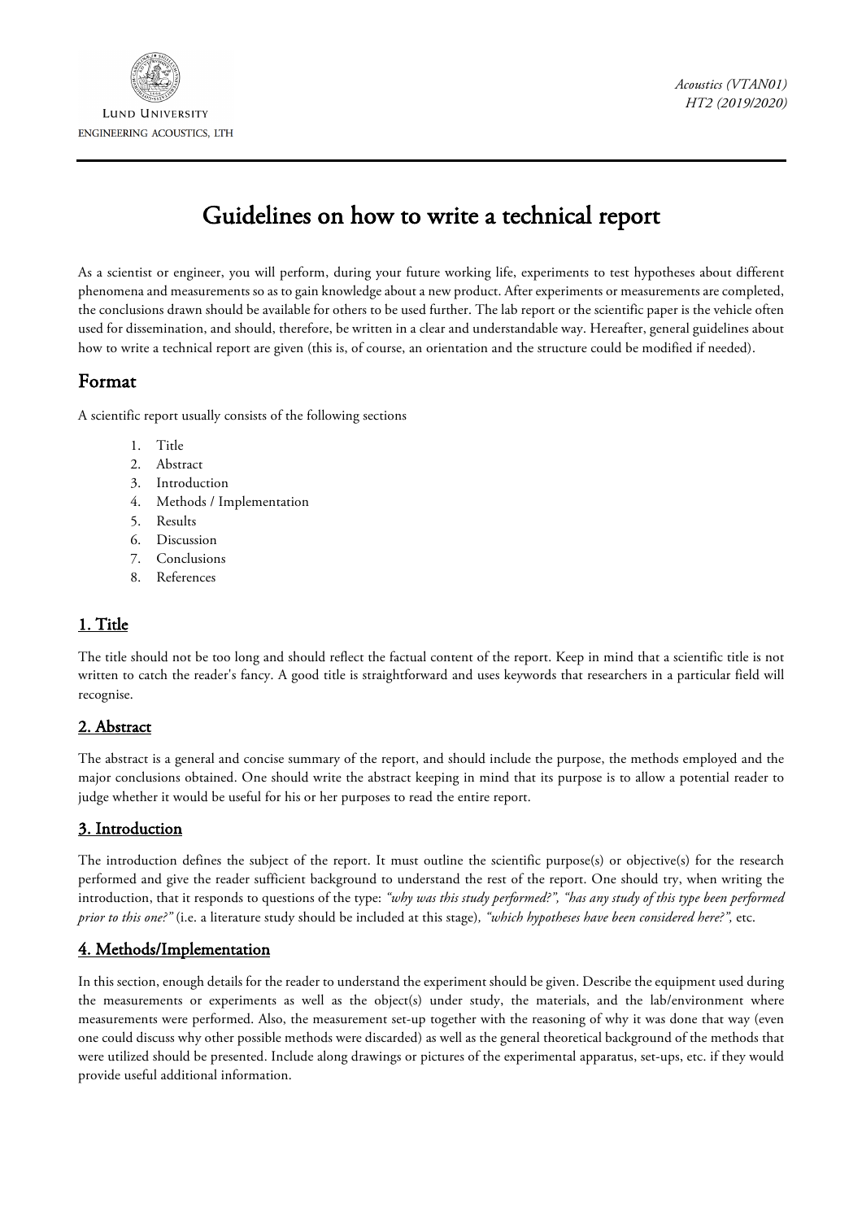LUND UNIVERSITY
ENGINEERING ACOUSTICS, LTH

*Acoustics (VTAN01)*
*HT2 (2019/2020)*

# Guidelines on how to write a technical report

As a scientist or engineer, you will perform, during your future working life, experiments to test hypotheses about different phenomena and measurements so as to gain knowledge about a new product. After experiments or measurements are completed, the conclusions drawn should be available for others to be used further. The lab report or the scientific paper is the vehicle often used for dissemination, and should, therefore, be written in a clear and understandable way. Hereafter, general guidelines about how to write a technical report are given (this is, of course, an orientation and the structure could be modified if needed).

## Format

A scientific report usually consists of the following sections

1. Title
2. Abstract
3. Introduction
4. Methods / Implementation
5. Results
6. Discussion
7. Conclusions
8. References

### 1. Title

The title should not be too long and should reflect the factual content of the report. Keep in mind that a scientific title is not written to catch the reader's fancy. A good title is straightforward and uses keywords that researchers in a particular field will recognise.

### 2. Abstract

The abstract is a general and concise summary of the report, and should include the purpose, the methods employed and the major conclusions obtained. One should write the abstract keeping in mind that its purpose is to allow a potential reader to judge whether it would be useful for his or her purposes to read the entire report.

### 3. Introduction

The introduction defines the subject of the report. It must outline the scientific purpose(s) or objective(s) for the research performed and give the reader sufficient background to understand the rest of the report. One should try, when writing the introduction, that it responds to questions of the type: *"why was this study performed?", "has any study of this type been performed prior to this one?"* (i.e. a literature study should be included at this stage)*, "which hypotheses have been considered here?",* etc.

### 4. Methods/Implementation

In this section, enough details for the reader to understand the experiment should be given. Describe the equipment used during the measurements or experiments as well as the object(s) under study, the materials, and the lab/environment where measurements were performed. Also, the measurement set-up together with the reasoning of why it was done that way (even one could discuss why other possible methods were discarded) as well as the general theoretical background of the methods that were utilized should be presented. Include along drawings or pictures of the experimental apparatus, set-ups, etc. if they would provide useful additional information.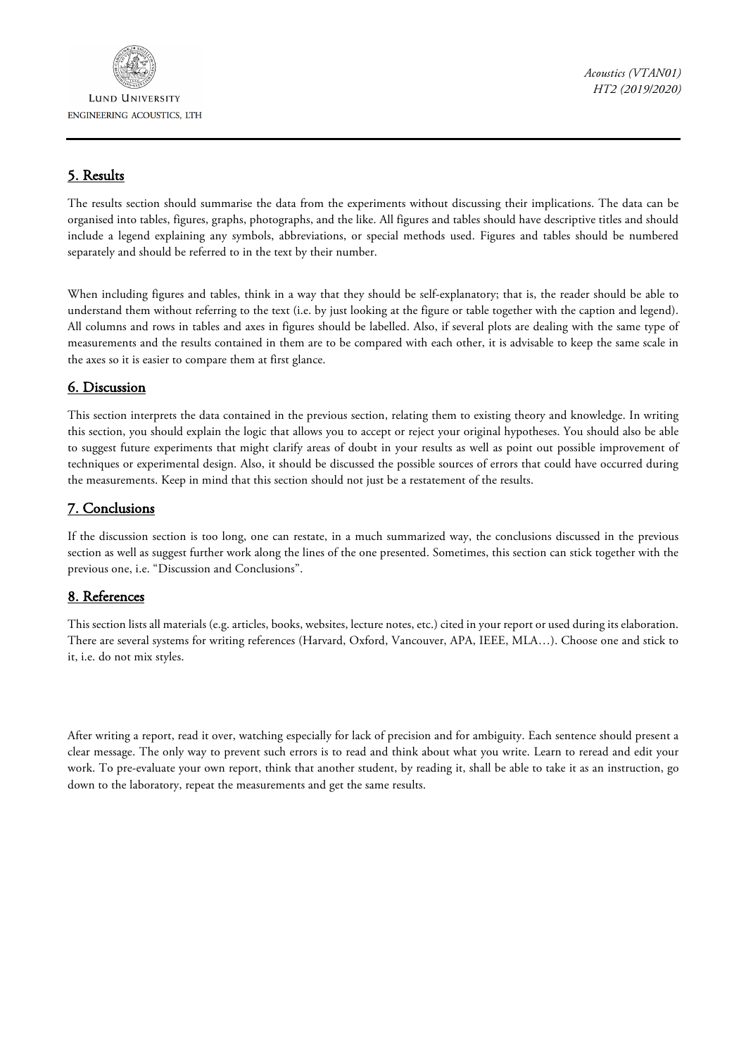## 5. Results

The results section should summarise the data from the experiments without discussing their implications. The data can be organised into tables, figures, graphs, photographs, and the like. All figures and tables should have descriptive titles and should include a legend explaining any symbols, abbreviations, or special methods used. Figures and tables should be numbered separately and should be referred to in the text by their number.

When including figures and tables, think in a way that they should be self-explanatory; that is, the reader should be able to understand them without referring to the text (i.e. by just looking at the figure or table together with the caption and legend). All columns and rows in tables and axes in figures should be labelled. Also, if several plots are dealing with the same type of measurements and the results contained in them are to be compared with each other, it is advisable to keep the same scale in the axes so it is easier to compare them at first glance.

## 6. Discussion

This section interprets the data contained in the previous section, relating them to existing theory and knowledge. In writing this section, you should explain the logic that allows you to accept or reject your original hypotheses. You should also be able to suggest future experiments that might clarify areas of doubt in your results as well as point out possible improvement of techniques or experimental design. Also, it should be discussed the possible sources of errors that could have occurred during the measurements. Keep in mind that this section should not just be a restatement of the results.

## 7. Conclusions

If the discussion section is too long, one can restate, in a much summarized way, the conclusions discussed in the previous section as well as suggest further work along the lines of the one presented. Sometimes, this section can stick together with the previous one, i.e. "Discussion and Conclusions".

## 8. References

This section lists all materials (e.g. articles, books, websites, lecture notes, etc.) cited in your report or used during its elaboration. There are several systems for writing references (Harvard, Oxford, Vancouver, APA, IEEE, MLA…). Choose one and stick to it, i.e. do not mix styles.

After writing a report, read it over, watching especially for lack of precision and for ambiguity. Each sentence should present a clear message. The only way to prevent such errors is to read and think about what you write. Learn to reread and edit your work. To pre-evaluate your own report, think that another student, by reading it, shall be able to take it as an instruction, go down to the laboratory, repeat the measurements and get the same results.